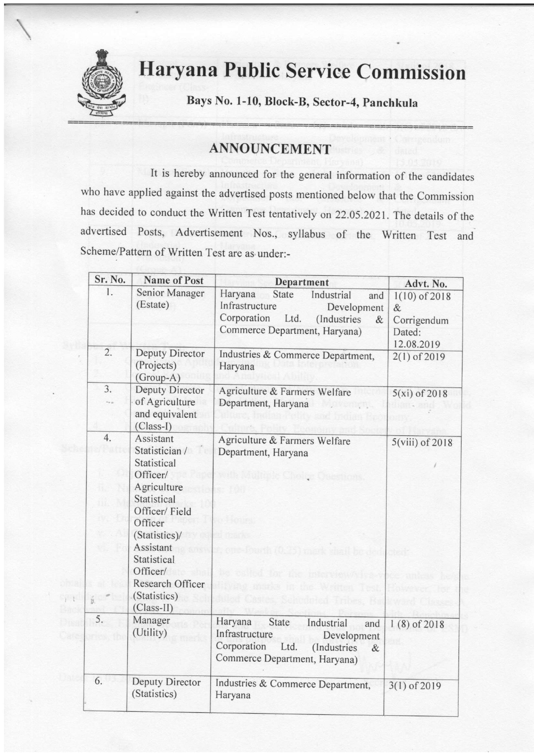# Haryana Public Service Commission

**Bays No. 1-10, Block-B, Sector-4, Panchkula**

## ANNOUNCEMENT

It is hereby announced for the general information of the candidates who have applied against the advertised posts mentioned below that the Commission has decided to conduct the Written Test tentatively on 22.05.2021. The details of the advertised Posts, Advertisement Nos., syllabus of the Written Test and Scheme/Pattern of Written Test are as under:-

| Sr. No. | Name of Post | Department | Advt. No. |
|---|---|---|---|
| 1. | Senior Manager (Estate) | Haryana State Industrial and Infrastructure Development Corporation Ltd. (Industries & Commerce Department, Haryana) | 1(10) of 2018 & Corrigendum Dated: 12.08.2019 |
| 2. | Deputy Director (Projects) (Group-A) | Industries & Commerce Department, Haryana | 2(1) of 2019 |
| 3. | Deputy Director of Agriculture and equivalent (Class-I) | Agriculture & Farmers Welfare Department, Haryana | 5(xi) of 2018 |
| 4. | Assistant Statistician / Statistical Officer/ Agriculture Statistical Officer/ Field Officer (Statistics)/ Assistant Statistical Officer/ Research Officer (Statistics) (Class-II) | Agriculture & Farmers Welfare Department, Haryana | 5(viii) of 2018 |
| 5. | Manager (Utility) | Haryana State Industrial and Infrastructure Development Corporation Ltd. (Industries & Commerce Department, Haryana) | 1 (8) of 2018 |
| 6. | Deputy Director (Statistics) | Industries & Commerce Department, Haryana | 3(1) of 2019 |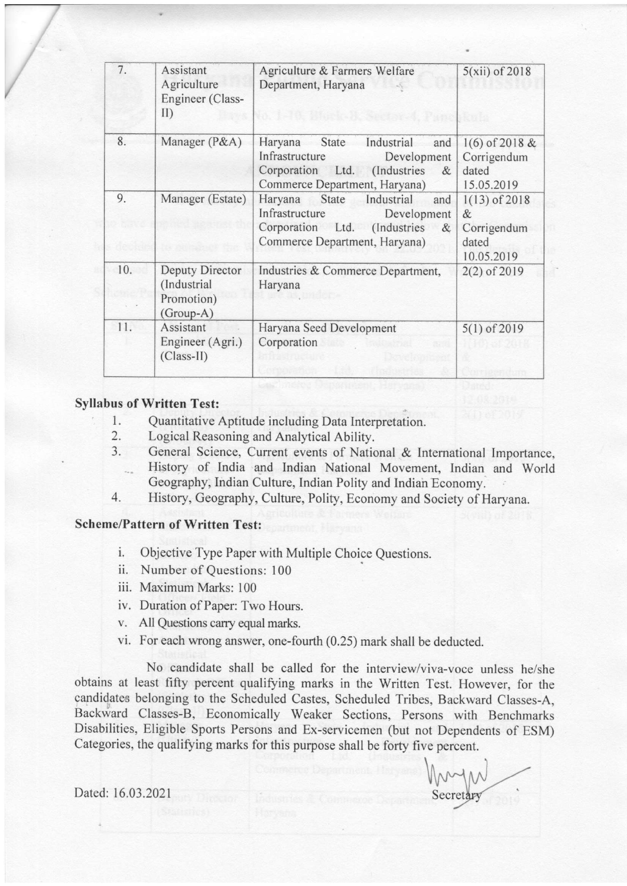| | | | |
|---|---|---|---|
| 7. | Assistant Agriculture Engineer (Class-II) | Agriculture & Farmers Welfare Department, Haryana | 5(xii) of 2018 |
| 8. | Manager (P&A) | Haryana State Industrial and Infrastructure Development Corporation Ltd. (Industries & Commerce Department, Haryana) | 1(6) of 2018 & Corrigendum dated 15.05.2019 |
| 9. | Manager (Estate) | Haryana State Industrial and Infrastructure Development Corporation Ltd. (Industries & Commerce Department, Haryana) | 1(13) of 2018 & Corrigendum dated 10.05.2019 |
| 10. | Deputy Director (Industrial Promotion) (Group-A) | Industries & Commerce Department, Haryana | 2(2) of 2019 |
| 11. | Assistant Engineer (Agri.) (Class-II) | Haryana Seed Development Corporation | 5(1) of 2019 |

**Syllabus of Written Test:**

1. Quantitative Aptitude including Data Interpretation.
2. Logical Reasoning and Analytical Ability.
3. General Science, Current events of National & International Importance, History of India and Indian National Movement, Indian and World Geography, Indian Culture, Indian Polity and Indian Economy.
4. History, Geography, Culture, Polity, Economy and Society of Haryana.

**Scheme/Pattern of Written Test:**

i. Objective Type Paper with Multiple Choice Questions.
ii. Number of Questions: 100
iii. Maximum Marks: 100
iv. Duration of Paper: Two Hours.
v. All Questions carry equal marks.
vi. For each wrong answer, one-fourth (0.25) mark shall be deducted.

No candidate shall be called for the interview/viva-voce unless he/she obtains at least fifty percent qualifying marks in the Written Test. However, for the candidates belonging to the Scheduled Castes, Scheduled Tribes, Backward Classes-A, Backward Classes-B, Economically Weaker Sections, Persons with Benchmarks Disabilities, Eligible Sports Persons and Ex-servicemen (but not Dependents of ESM) Categories, the qualifying marks for this purpose shall be forty five percent.

Dated: 16.03.2021

Secretary